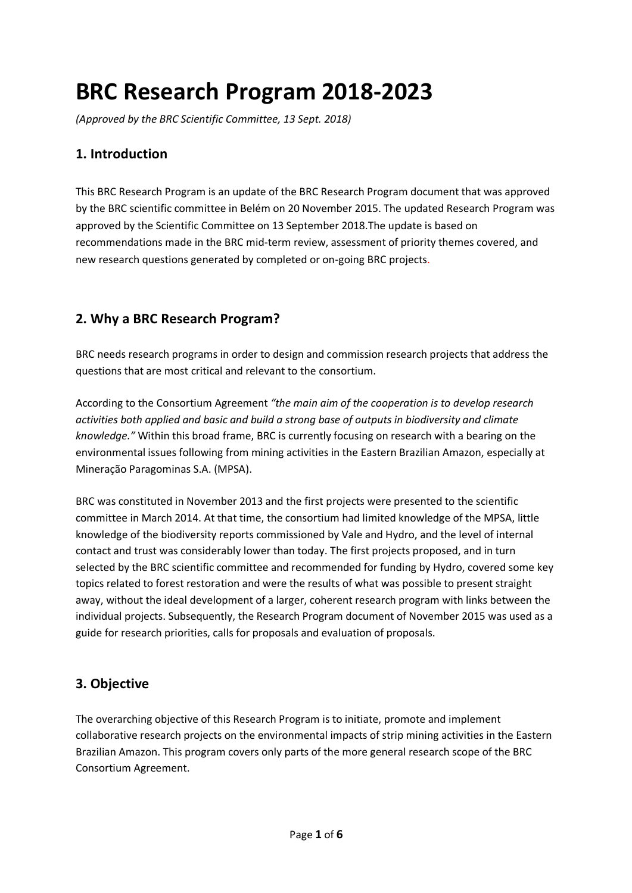# BRC Research Program 2018-2023

*(Approved by the BRC Scientific Committee, 13 Sept. 2018)*

## 1. Introduction

This BRC Research Program is an update of the BRC Research Program document that was approved by the BRC scientific committee in Belém on 20 November 2015. The updated Research Program was approved by the Scientific Committee on 13 September 2018.The update is based on recommendations made in the BRC mid-term review, assessment of priority themes covered, and new research questions generated by completed or on-going BRC projects.

## 2. Why a BRC Research Program?

BRC needs research programs in order to design and commission research projects that address the questions that are most critical and relevant to the consortium.

According to the Consortium Agreement *"the main aim of the cooperation is to develop research activities both applied and basic and build a strong base of outputs in biodiversity and climate knowledge."* Within this broad frame, BRC is currently focusing on research with a bearing on the environmental issues following from mining activities in the Eastern Brazilian Amazon, especially at Mineração Paragominas S.A. (MPSA).

BRC was constituted in November 2013 and the first projects were presented to the scientific committee in March 2014. At that time, the consortium had limited knowledge of the MPSA, little knowledge of the biodiversity reports commissioned by Vale and Hydro, and the level of internal contact and trust was considerably lower than today. The first projects proposed, and in turn selected by the BRC scientific committee and recommended for funding by Hydro, covered some key topics related to forest restoration and were the results of what was possible to present straight away, without the ideal development of a larger, coherent research program with links between the individual projects. Subsequently, the Research Program document of November 2015 was used as a guide for research priorities, calls for proposals and evaluation of proposals.

## 3. Objective

The overarching objective of this Research Program is to initiate, promote and implement collaborative research projects on the environmental impacts of strip mining activities in the Eastern Brazilian Amazon. This program covers only parts of the more general research scope of the BRC Consortium Agreement.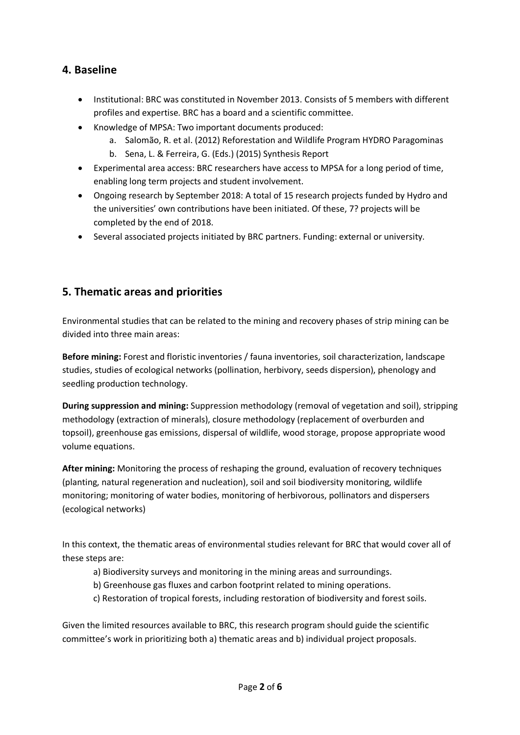## 4. Baseline

- Institutional: BRC was constituted in November 2013. Consists of 5 members with different profiles and expertise. BRC has a board and a scientific committee.
- Knowledge of MPSA: Two important documents produced:
    a. Salomão, R. et al. (2012) Reforestation and Wildlife Program HYDRO Paragominas
    b. Sena, L. & Ferreira, G. (Eds.) (2015) Synthesis Report
- Experimental area access: BRC researchers have access to MPSA for a long period of time, enabling long term projects and student involvement.
- Ongoing research by September 2018: A total of 15 research projects funded by Hydro and the universities' own contributions have been initiated. Of these, 7? projects will be completed by the end of 2018.
- Several associated projects initiated by BRC partners. Funding: external or university.

## 5. Thematic areas and priorities

Environmental studies that can be related to the mining and recovery phases of strip mining can be divided into three main areas:

**Before mining:** Forest and floristic inventories / fauna inventories, soil characterization, landscape studies, studies of ecological networks (pollination, herbivory, seeds dispersion), phenology and seedling production technology.

**During suppression and mining:** Suppression methodology (removal of vegetation and soil), stripping methodology (extraction of minerals), closure methodology (replacement of overburden and topsoil), greenhouse gas emissions, dispersal of wildlife, wood storage, propose appropriate wood volume equations.

**After mining:** Monitoring the process of reshaping the ground, evaluation of recovery techniques (planting, natural regeneration and nucleation), soil and soil biodiversity monitoring, wildlife monitoring; monitoring of water bodies, monitoring of herbivorous, pollinators and dispersers (ecological networks)

In this context, the thematic areas of environmental studies relevant for BRC that would cover all of these steps are:

a) Biodiversity surveys and monitoring in the mining areas and surroundings.
b) Greenhouse gas fluxes and carbon footprint related to mining operations.
c) Restoration of tropical forests, including restoration of biodiversity and forest soils.

Given the limited resources available to BRC, this research program should guide the scientific committee's work in prioritizing both a) thematic areas and b) individual project proposals.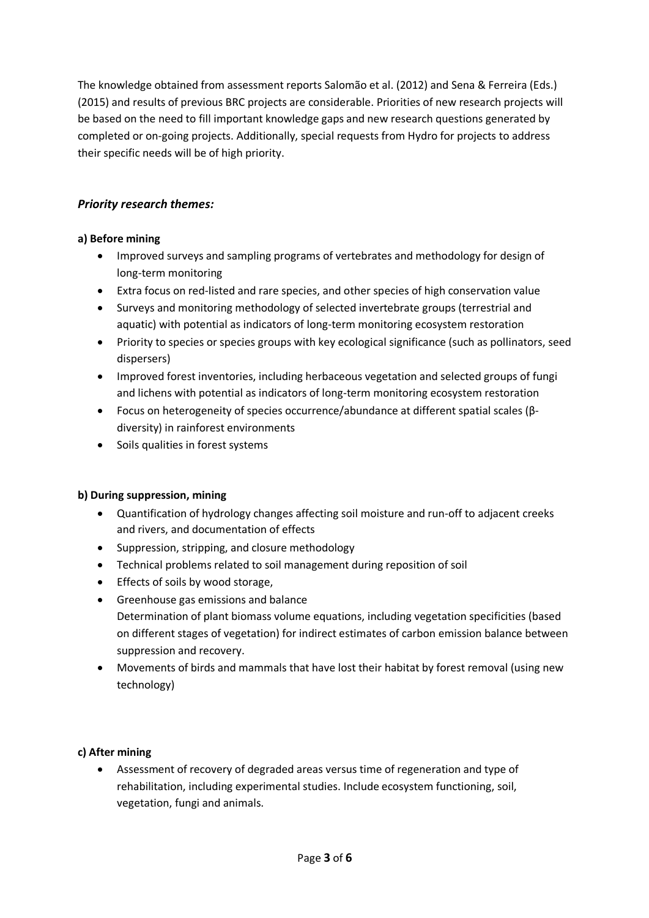The knowledge obtained from assessment reports Salomão et al. (2012) and Sena & Ferreira (Eds.) (2015) and results of previous BRC projects are considerable. Priorities of new research projects will be based on the need to fill important knowledge gaps and new research questions generated by completed or on-going projects. Additionally, special requests from Hydro for projects to address their specific needs will be of high priority.

### *Priority research themes:*

**a) Before mining**

- Improved surveys and sampling programs of vertebrates and methodology for design of long-term monitoring
- Extra focus on red-listed and rare species, and other species of high conservation value
- Surveys and monitoring methodology of selected invertebrate groups (terrestrial and aquatic) with potential as indicators of long-term monitoring ecosystem restoration
- Priority to species or species groups with key ecological significance (such as pollinators, seed dispersers)
- Improved forest inventories, including herbaceous vegetation and selected groups of fungi and lichens with potential as indicators of long-term monitoring ecosystem restoration
- Focus on heterogeneity of species occurrence/abundance at different spatial scales (β-diversity) in rainforest environments
- Soils qualities in forest systems

**b) During suppression, mining**

- Quantification of hydrology changes affecting soil moisture and run-off to adjacent creeks and rivers, and documentation of effects
- Suppression, stripping, and closure methodology
- Technical problems related to soil management during reposition of soil
- Effects of soils by wood storage,
- Greenhouse gas emissions and balance
  Determination of plant biomass volume equations, including vegetation specificities (based on different stages of vegetation) for indirect estimates of carbon emission balance between suppression and recovery.
- Movements of birds and mammals that have lost their habitat by forest removal (using new technology)

**c) After mining**

- Assessment of recovery of degraded areas versus time of regeneration and type of rehabilitation, including experimental studies. Include ecosystem functioning, soil, vegetation, fungi and animals.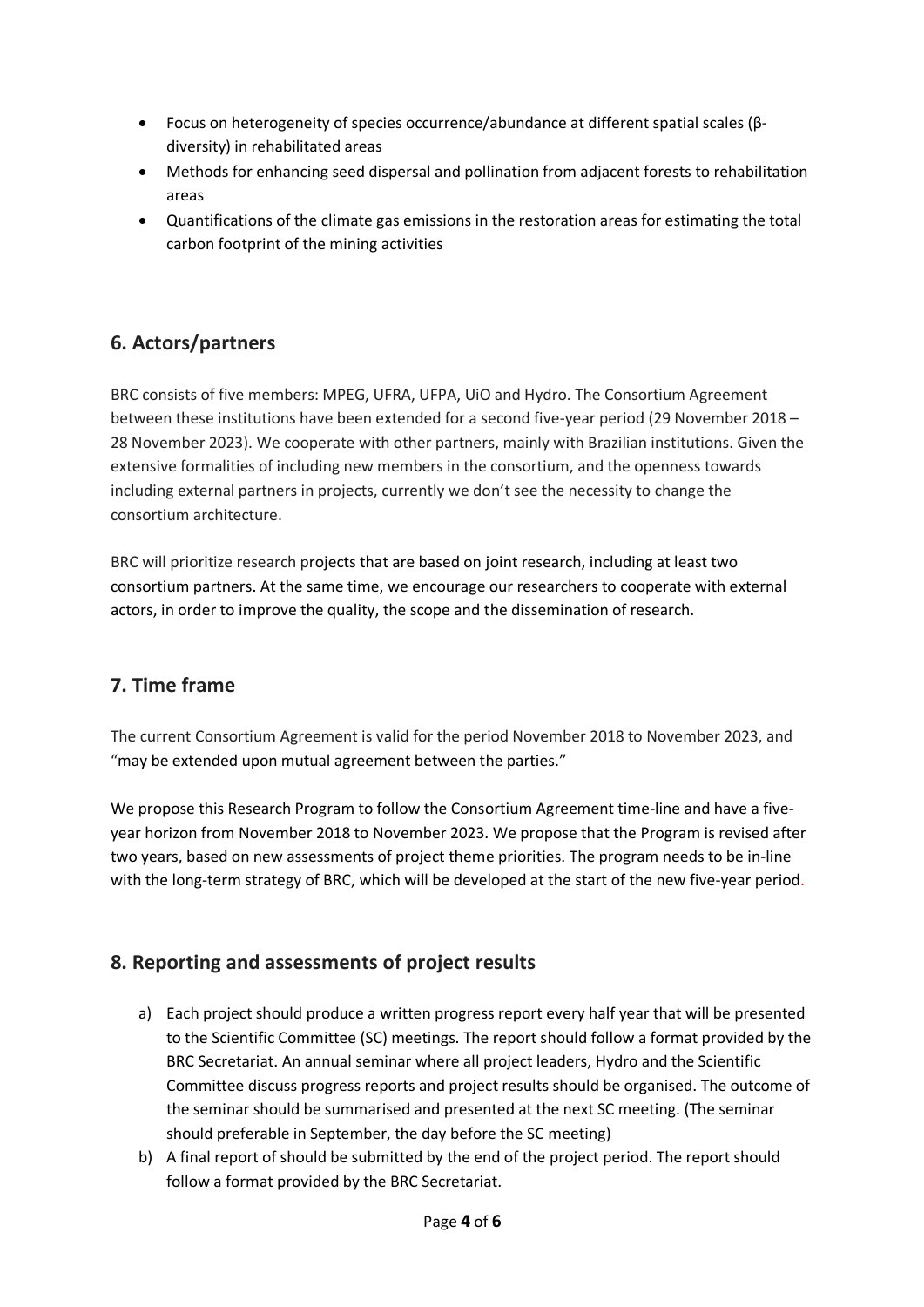- Focus on heterogeneity of species occurrence/abundance at different spatial scales (β-diversity) in rehabilitated areas
- Methods for enhancing seed dispersal and pollination from adjacent forests to rehabilitation areas
- Quantifications of the climate gas emissions in the restoration areas for estimating the total carbon footprint of the mining activities

## 6. Actors/partners

BRC consists of five members: MPEG, UFRA, UFPA, UiO and Hydro. The Consortium Agreement between these institutions have been extended for a second five-year period (29 November 2018 – 28 November 2023). We cooperate with other partners, mainly with Brazilian institutions. Given the extensive formalities of including new members in the consortium, and the openness towards including external partners in projects, currently we don't see the necessity to change the consortium architecture.

BRC will prioritize research projects that are based on joint research, including at least two consortium partners. At the same time, we encourage our researchers to cooperate with external actors, in order to improve the quality, the scope and the dissemination of research.

## 7. Time frame

The current Consortium Agreement is valid for the period November 2018 to November 2023, and "may be extended upon mutual agreement between the parties."

We propose this Research Program to follow the Consortium Agreement time-line and have a five-year horizon from November 2018 to November 2023. We propose that the Program is revised after two years, based on new assessments of project theme priorities. The program needs to be in-line with the long-term strategy of BRC, which will be developed at the start of the new five-year period.

## 8. Reporting and assessments of project results

a) Each project should produce a written progress report every half year that will be presented to the Scientific Committee (SC) meetings. The report should follow a format provided by the BRC Secretariat. An annual seminar where all project leaders, Hydro and the Scientific Committee discuss progress reports and project results should be organised. The outcome of the seminar should be summarised and presented at the next SC meeting. (The seminar should preferable in September, the day before the SC meeting)

b) A final report of should be submitted by the end of the project period. The report should follow a format provided by the BRC Secretariat.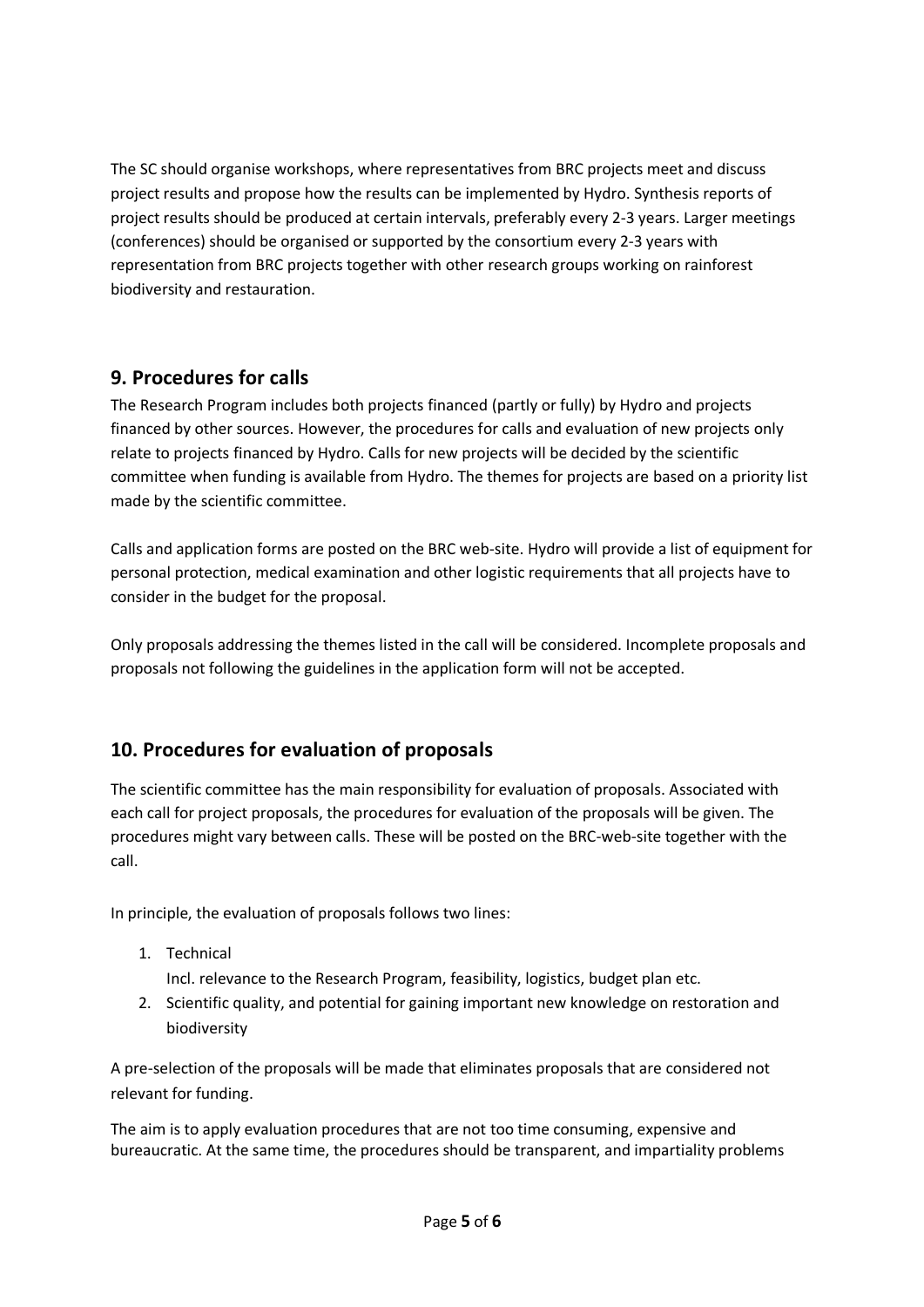The SC should organise workshops, where representatives from BRC projects meet and discuss project results and propose how the results can be implemented by Hydro. Synthesis reports of project results should be produced at certain intervals, preferably every 2-3 years. Larger meetings (conferences) should be organised or supported by the consortium every 2-3 years with representation from BRC projects together with other research groups working on rainforest biodiversity and restauration.

## 9. Procedures for calls

The Research Program includes both projects financed (partly or fully) by Hydro and projects financed by other sources. However, the procedures for calls and evaluation of new projects only relate to projects financed by Hydro. Calls for new projects will be decided by the scientific committee when funding is available from Hydro. The themes for projects are based on a priority list made by the scientific committee.

Calls and application forms are posted on the BRC web-site. Hydro will provide a list of equipment for personal protection, medical examination and other logistic requirements that all projects have to consider in the budget for the proposal.

Only proposals addressing the themes listed in the call will be considered. Incomplete proposals and proposals not following the guidelines in the application form will not be accepted.

## 10. Procedures for evaluation of proposals

The scientific committee has the main responsibility for evaluation of proposals. Associated with each call for project proposals, the procedures for evaluation of the proposals will be given. The procedures might vary between calls. These will be posted on the BRC-web-site together with the call.

In principle, the evaluation of proposals follows two lines:

1. Technical
   Incl. relevance to the Research Program, feasibility, logistics, budget plan etc.
2. Scientific quality, and potential for gaining important new knowledge on restoration and biodiversity

A pre-selection of the proposals will be made that eliminates proposals that are considered not relevant for funding.

The aim is to apply evaluation procedures that are not too time consuming, expensive and bureaucratic. At the same time, the procedures should be transparent, and impartiality problems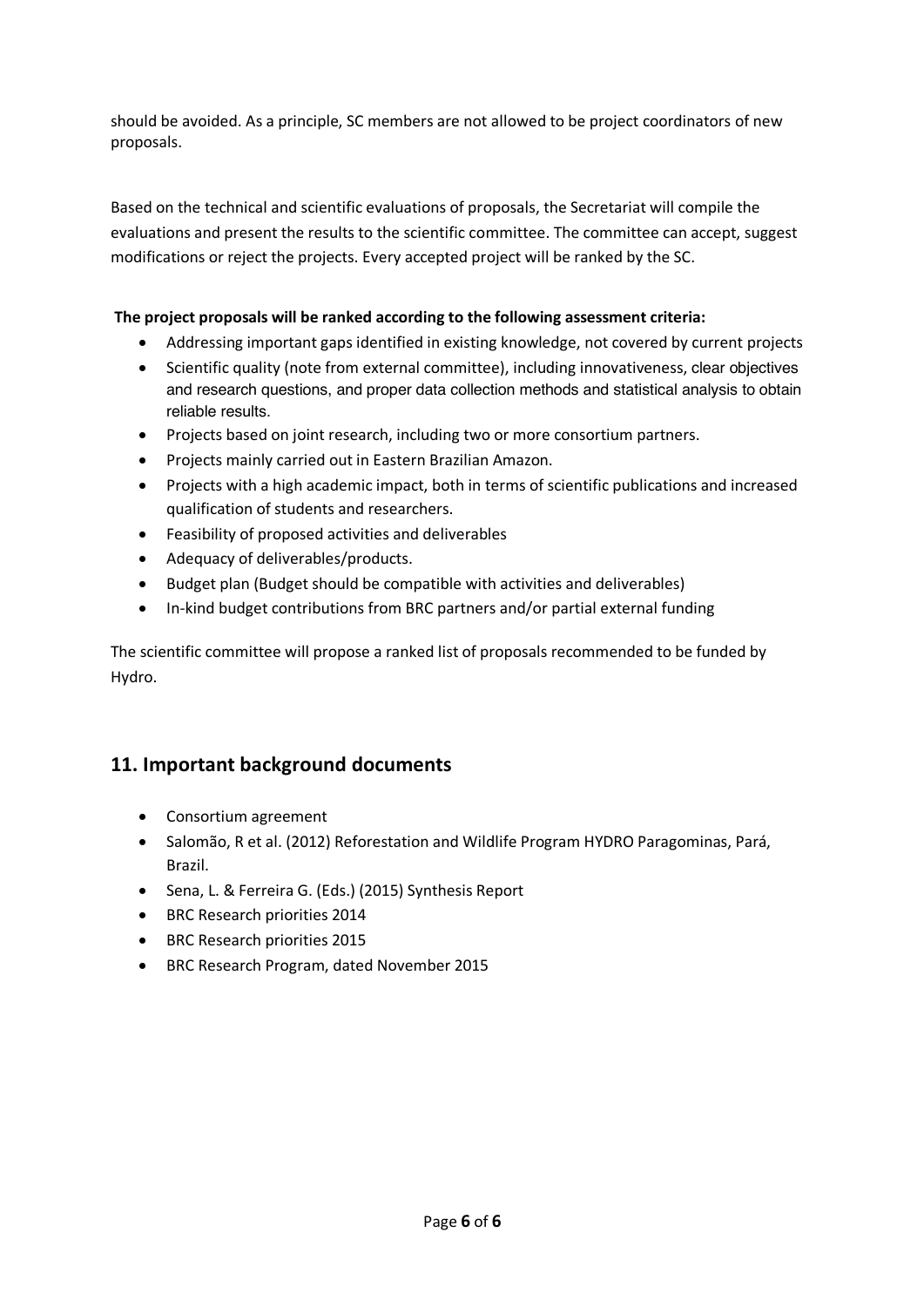should be avoided. As a principle, SC members are not allowed to be project coordinators of new proposals.

Based on the technical and scientific evaluations of proposals, the Secretariat will compile the evaluations and present the results to the scientific committee. The committee can accept, suggest modifications or reject the projects. Every accepted project will be ranked by the SC.

**The project proposals will be ranked according to the following assessment criteria:**

- Addressing important gaps identified in existing knowledge, not covered by current projects
- Scientific quality (note from external committee), including innovativeness, clear objectives and research questions, and proper data collection methods and statistical analysis to obtain reliable results.
- Projects based on joint research, including two or more consortium partners.
- Projects mainly carried out in Eastern Brazilian Amazon.
- Projects with a high academic impact, both in terms of scientific publications and increased qualification of students and researchers.
- Feasibility of proposed activities and deliverables
- Adequacy of deliverables/products.
- Budget plan (Budget should be compatible with activities and deliverables)
- In-kind budget contributions from BRC partners and/or partial external funding

The scientific committee will propose a ranked list of proposals recommended to be funded by Hydro.

## 11. Important background documents

- Consortium agreement
- Salomão, R et al. (2012) Reforestation and Wildlife Program HYDRO Paragominas, Pará, Brazil.
- Sena, L. & Ferreira G. (Eds.) (2015) Synthesis Report
- BRC Research priorities 2014
- BRC Research priorities 2015
- BRC Research Program, dated November 2015